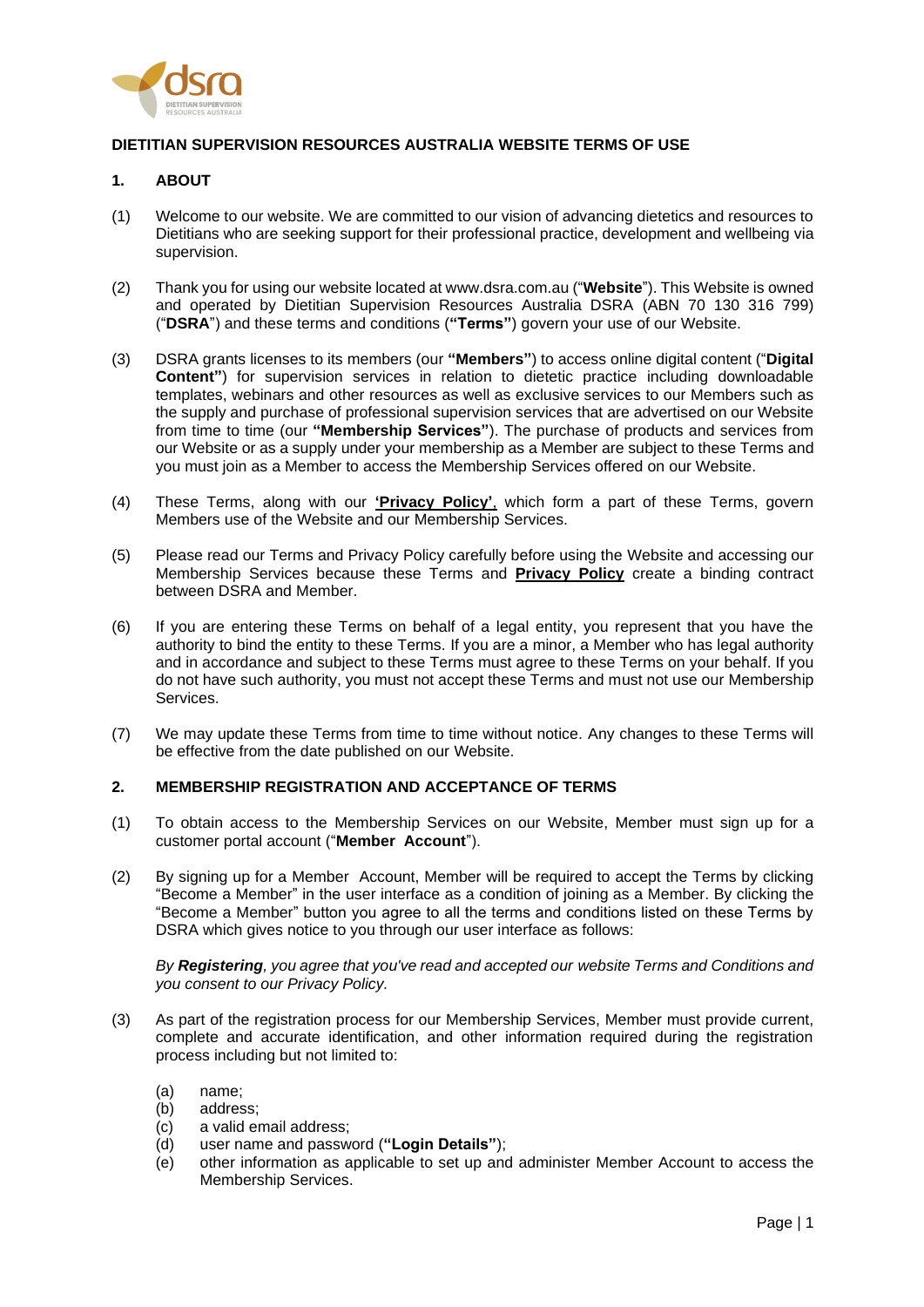# DIETITIAN SUPERVISION RESOURCES AUSTRALIA WEBSITE TERMS OF USE

## 1. ABOUT

(1) Welcome to our website. We are committed to our vision of advancing dietetics and resources to Dietitians who are seeking support for their professional practice, development and wellbeing via supervision.

(2) Thank you for using our website located at www.dsra.com.au ("**Website**"). This Website is owned and operated by Dietitian Supervision Resources Australia DSRA (ABN 70 130 316 799) ("**DSRA**") and these terms and conditions (**"Terms"**) govern your use of our Website.

(3) DSRA grants licenses to its members (our **"Members"**) to access online digital content ("**Digital Content"**) for supervision services in relation to dietetic practice including downloadable templates, webinars and other resources as well as exclusive services to our Members such as the supply and purchase of professional supervision services that are advertised on our Website from time to time (our **"Membership Services"**). The purchase of products and services from our Website or as a supply under your membership as a Member are subject to these Terms and you must join as a Member to access the Membership Services offered on our Website.

(4) These Terms, along with our **'Privacy Policy'**, which form a part of these Terms, govern Members use of the Website and our Membership Services.

(5) Please read our Terms and Privacy Policy carefully before using the Website and accessing our Membership Services because these Terms and **Privacy Policy** create a binding contract between DSRA and Member.

(6) If you are entering these Terms on behalf of a legal entity, you represent that you have the authority to bind the entity to these Terms. If you are a minor, a Member who has legal authority and in accordance and subject to these Terms must agree to these Terms on your behalf. If you do not have such authority, you must not accept these Terms and must not use our Membership Services.

(7) We may update these Terms from time to time without notice. Any changes to these Terms will be effective from the date published on our Website.

## 2. MEMBERSHIP REGISTRATION AND ACCEPTANCE OF TERMS

(1) To obtain access to the Membership Services on our Website, Member must sign up for a customer portal account ("**Member Account**").

(2) By signing up for a Member Account, Member will be required to accept the Terms by clicking "Become a Member" in the user interface as a condition of joining as a Member. By clicking the "Become a Member" button you agree to all the terms and conditions listed on these Terms by DSRA which gives notice to you through our user interface as follows:

*By **Registering**, you agree that you've read and accepted our website Terms and Conditions and you consent to our Privacy Policy.*

(3) As part of the registration process for our Membership Services, Member must provide current, complete and accurate identification, and other information required during the registration process including but not limited to:

(a) name;
(b) address;
(c) a valid email address;
(d) user name and password (**"Login Details"**);
(e) other information as applicable to set up and administer Member Account to access the Membership Services.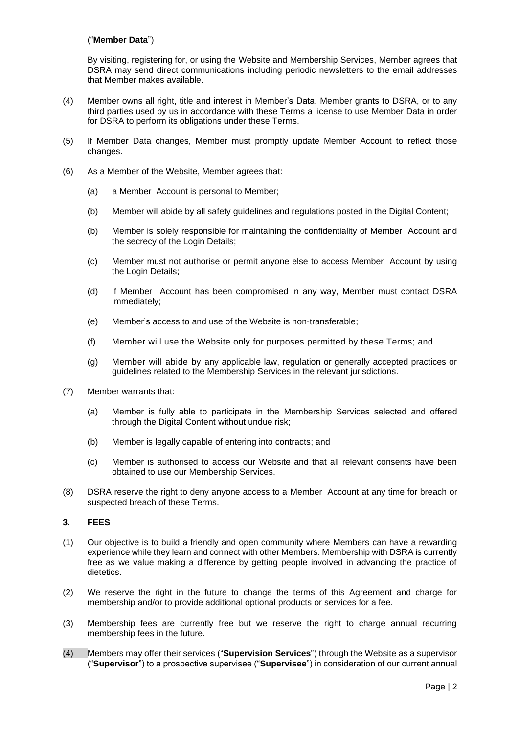("**Member Data**")

By visiting, registering for, or using the Website and Membership Services, Member agrees that DSRA may send direct communications including periodic newsletters to the email addresses that Member makes available.

(4) Member owns all right, title and interest in Member's Data. Member grants to DSRA, or to any third parties used by us in accordance with these Terms a license to use Member Data in order for DSRA to perform its obligations under these Terms.

(5) If Member Data changes, Member must promptly update Member Account to reflect those changes.

(6) As a Member of the Website, Member agrees that:

(a) a Member Account is personal to Member;

(b) Member will abide by all safety guidelines and regulations posted in the Digital Content;

(b) Member is solely responsible for maintaining the confidentiality of Member Account and the secrecy of the Login Details;

(c) Member must not authorise or permit anyone else to access Member Account by using the Login Details;

(d) if Member Account has been compromised in any way, Member must contact DSRA immediately;

(e) Member's access to and use of the Website is non-transferable;

(f) Member will use the Website only for purposes permitted by these Terms; and

(g) Member will abide by any applicable law, regulation or generally accepted practices or guidelines related to the Membership Services in the relevant jurisdictions.

(7) Member warrants that:

(a) Member is fully able to participate in the Membership Services selected and offered through the Digital Content without undue risk;

(b) Member is legally capable of entering into contracts; and

(c) Member is authorised to access our Website and that all relevant consents have been obtained to use our Membership Services.

(8) DSRA reserve the right to deny anyone access to a Member Account at any time for breach or suspected breach of these Terms.

**3. FEES**

(1) Our objective is to build a friendly and open community where Members can have a rewarding experience while they learn and connect with other Members. Membership with DSRA is currently free as we value making a difference by getting people involved in advancing the practice of dietetics.

(2) We reserve the right in the future to change the terms of this Agreement and charge for membership and/or to provide additional optional products or services for a fee.

(3) Membership fees are currently free but we reserve the right to charge annual recurring membership fees in the future.

(4) Members may offer their services ("**Supervision Services**") through the Website as a supervisor ("**Supervisor**") to a prospective supervisee ("**Supervisee**") in consideration of our current annual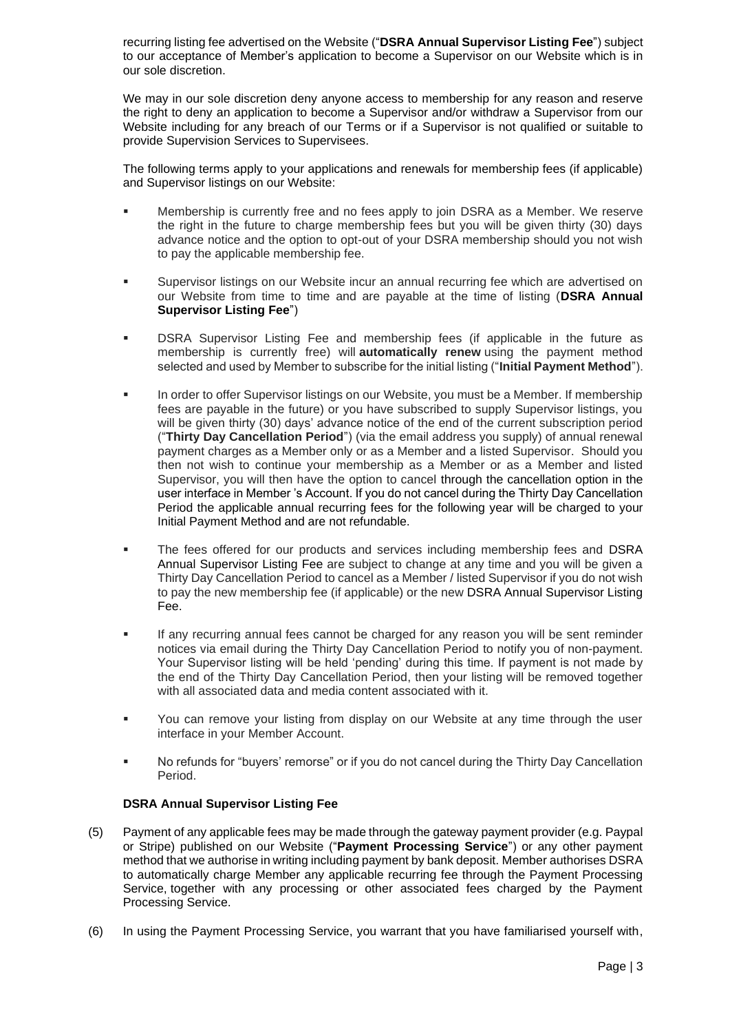recurring listing fee advertised on the Website ("**DSRA Annual Supervisor Listing Fee**") subject to our acceptance of Member's application to become a Supervisor on our Website which is in our sole discretion.

We may in our sole discretion deny anyone access to membership for any reason and reserve the right to deny an application to become a Supervisor and/or withdraw a Supervisor from our Website including for any breach of our Terms or if a Supervisor is not qualified or suitable to provide Supervision Services to Supervisees.

The following terms apply to your applications and renewals for membership fees (if applicable) and Supervisor listings on our Website:

- Membership is currently free and no fees apply to join DSRA as a Member. We reserve the right in the future to charge membership fees but you will be given thirty (30) days advance notice and the option to opt-out of your DSRA membership should you not wish to pay the applicable membership fee.
- Supervisor listings on our Website incur an annual recurring fee which are advertised on our Website from time to time and are payable at the time of listing (**DSRA Annual Supervisor Listing Fee**")
- DSRA Supervisor Listing Fee and membership fees (if applicable in the future as membership is currently free) will **automatically renew** using the payment method selected and used by Member to subscribe for the initial listing ("**Initial Payment Method**").
- In order to offer Supervisor listings on our Website, you must be a Member. If membership fees are payable in the future) or you have subscribed to supply Supervisor listings, you will be given thirty (30) days' advance notice of the end of the current subscription period ("**Thirty Day Cancellation Period**") (via the email address you supply) of annual renewal payment charges as a Member only or as a Member and a listed Supervisor. Should you then not wish to continue your membership as a Member or as a Member and listed Supervisor, you will then have the option to cancel through the cancellation option in the user interface in Member 's Account. If you do not cancel during the Thirty Day Cancellation Period the applicable annual recurring fees for the following year will be charged to your Initial Payment Method and are not refundable.
- The fees offered for our products and services including membership fees and DSRA Annual Supervisor Listing Fee are subject to change at any time and you will be given a Thirty Day Cancellation Period to cancel as a Member / listed Supervisor if you do not wish to pay the new membership fee (if applicable) or the new DSRA Annual Supervisor Listing Fee.
- If any recurring annual fees cannot be charged for any reason you will be sent reminder notices via email during the Thirty Day Cancellation Period to notify you of non-payment. Your Supervisor listing will be held 'pending' during this time. If payment is not made by the end of the Thirty Day Cancellation Period, then your listing will be removed together with all associated data and media content associated with it.
- You can remove your listing from display on our Website at any time through the user interface in your Member Account.
- No refunds for "buyers' remorse" or if you do not cancel during the Thirty Day Cancellation Period.

**DSRA Annual Supervisor Listing Fee**

(5) Payment of any applicable fees may be made through the gateway payment provider (e.g. Paypal or Stripe) published on our Website ("**Payment Processing Service**") or any other payment method that we authorise in writing including payment by bank deposit. Member authorises DSRA to automatically charge Member any applicable recurring fee through the Payment Processing Service, together with any processing or other associated fees charged by the Payment Processing Service.

(6) In using the Payment Processing Service, you warrant that you have familiarised yourself with,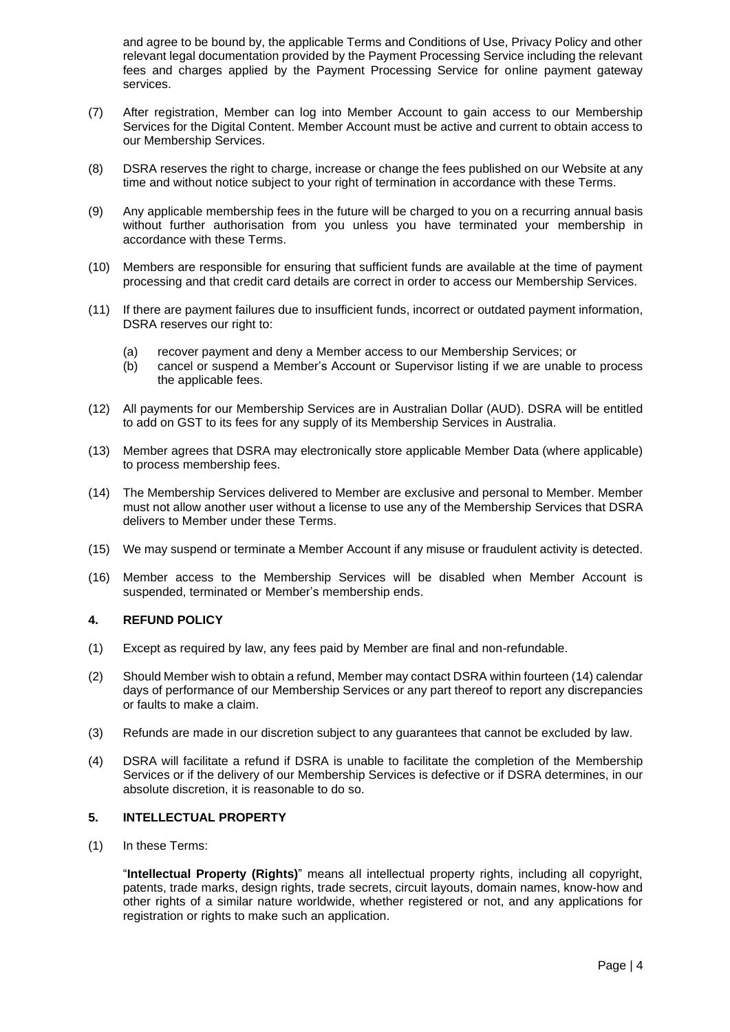and agree to be bound by, the applicable Terms and Conditions of Use, Privacy Policy and other relevant legal documentation provided by the Payment Processing Service including the relevant fees and charges applied by the Payment Processing Service for online payment gateway services.

(7) After registration, Member can log into Member Account to gain access to our Membership Services for the Digital Content. Member Account must be active and current to obtain access to our Membership Services.

(8) DSRA reserves the right to charge, increase or change the fees published on our Website at any time and without notice subject to your right of termination in accordance with these Terms.

(9) Any applicable membership fees in the future will be charged to you on a recurring annual basis without further authorisation from you unless you have terminated your membership in accordance with these Terms.

(10) Members are responsible for ensuring that sufficient funds are available at the time of payment processing and that credit card details are correct in order to access our Membership Services.

(11) If there are payment failures due to insufficient funds, incorrect or outdated payment information, DSRA reserves our right to:

   (a) recover payment and deny a Member access to our Membership Services; or
   (b) cancel or suspend a Member's Account or Supervisor listing if we are unable to process the applicable fees.

(12) All payments for our Membership Services are in Australian Dollar (AUD). DSRA will be entitled to add on GST to its fees for any supply of its Membership Services in Australia.

(13) Member agrees that DSRA may electronically store applicable Member Data (where applicable) to process membership fees.

(14) The Membership Services delivered to Member are exclusive and personal to Member. Member must not allow another user without a license to use any of the Membership Services that DSRA delivers to Member under these Terms.

(15) We may suspend or terminate a Member Account if any misuse or fraudulent activity is detected.

(16) Member access to the Membership Services will be disabled when Member Account is suspended, terminated or Member's membership ends.

## 4. REFUND POLICY

(1) Except as required by law, any fees paid by Member are final and non-refundable.

(2) Should Member wish to obtain a refund, Member may contact DSRA within fourteen (14) calendar days of performance of our Membership Services or any part thereof to report any discrepancies or faults to make a claim.

(3) Refunds are made in our discretion subject to any guarantees that cannot be excluded by law.

(4) DSRA will facilitate a refund if DSRA is unable to facilitate the completion of the Membership Services or if the delivery of our Membership Services is defective or if DSRA determines, in our absolute discretion, it is reasonable to do so.

## 5. INTELLECTUAL PROPERTY

(1) In these Terms:

"**Intellectual Property (Rights)**" means all intellectual property rights, including all copyright, patents, trade marks, design rights, trade secrets, circuit layouts, domain names, know-how and other rights of a similar nature worldwide, whether registered or not, and any applications for registration or rights to make such an application.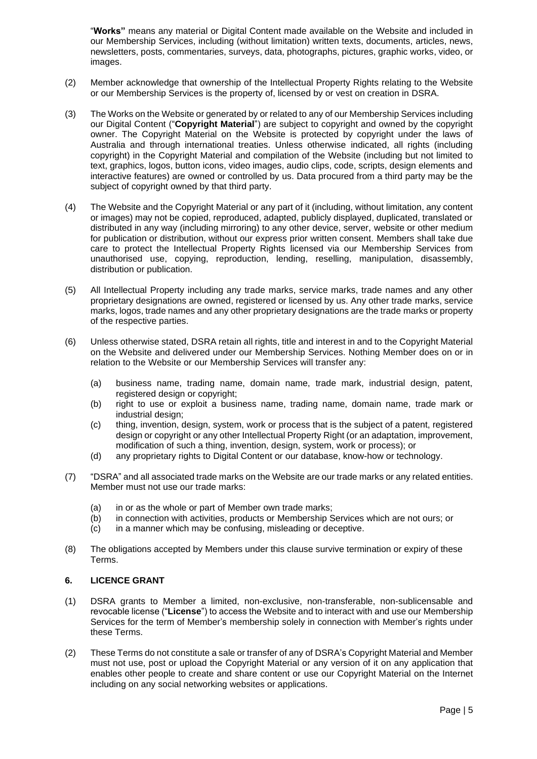"**Works"** means any material or Digital Content made available on the Website and included in our Membership Services, including (without limitation) written texts, documents, articles, news, newsletters, posts, commentaries, surveys, data, photographs, pictures, graphic works, video, or images.

(2) Member acknowledge that ownership of the Intellectual Property Rights relating to the Website or our Membership Services is the property of, licensed by or vest on creation in DSRA.

(3) The Works on the Website or generated by or related to any of our Membership Services including our Digital Content ("**Copyright Material**") are subject to copyright and owned by the copyright owner. The Copyright Material on the Website is protected by copyright under the laws of Australia and through international treaties. Unless otherwise indicated, all rights (including copyright) in the Copyright Material and compilation of the Website (including but not limited to text, graphics, logos, button icons, video images, audio clips, code, scripts, design elements and interactive features) are owned or controlled by us. Data procured from a third party may be the subject of copyright owned by that third party.

(4) The Website and the Copyright Material or any part of it (including, without limitation, any content or images) may not be copied, reproduced, adapted, publicly displayed, duplicated, translated or distributed in any way (including mirroring) to any other device, server, website or other medium for publication or distribution, without our express prior written consent. Members shall take due care to protect the Intellectual Property Rights licensed via our Membership Services from unauthorised use, copying, reproduction, lending, reselling, manipulation, disassembly, distribution or publication.

(5) All Intellectual Property including any trade marks, service marks, trade names and any other proprietary designations are owned, registered or licensed by us. Any other trade marks, service marks, logos, trade names and any other proprietary designations are the trade marks or property of the respective parties.

(6) Unless otherwise stated, DSRA retain all rights, title and interest in and to the Copyright Material on the Website and delivered under our Membership Services. Nothing Member does on or in relation to the Website or our Membership Services will transfer any:

  (a) business name, trading name, domain name, trade mark, industrial design, patent, registered design or copyright;
  (b) right to use or exploit a business name, trading name, domain name, trade mark or industrial design;
  (c) thing, invention, design, system, work or process that is the subject of a patent, registered design or copyright or any other Intellectual Property Right (or an adaptation, improvement, modification of such a thing, invention, design, system, work or process); or
  (d) any proprietary rights to Digital Content or our database, know-how or technology.

(7) "DSRA" and all associated trade marks on the Website are our trade marks or any related entities. Member must not use our trade marks:

  (a) in or as the whole or part of Member own trade marks;
  (b) in connection with activities, products or Membership Services which are not ours; or
  (c) in a manner which may be confusing, misleading or deceptive.

(8) The obligations accepted by Members under this clause survive termination or expiry of these Terms.

## 6. LICENCE GRANT

(1) DSRA grants to Member a limited, non-exclusive, non-transferable, non-sublicensable and revocable license ("**License**") to access the Website and to interact with and use our Membership Services for the term of Member's membership solely in connection with Member's rights under these Terms.

(2) These Terms do not constitute a sale or transfer of any of DSRA's Copyright Material and Member must not use, post or upload the Copyright Material or any version of it on any application that enables other people to create and share content or use our Copyright Material on the Internet including on any social networking websites or applications.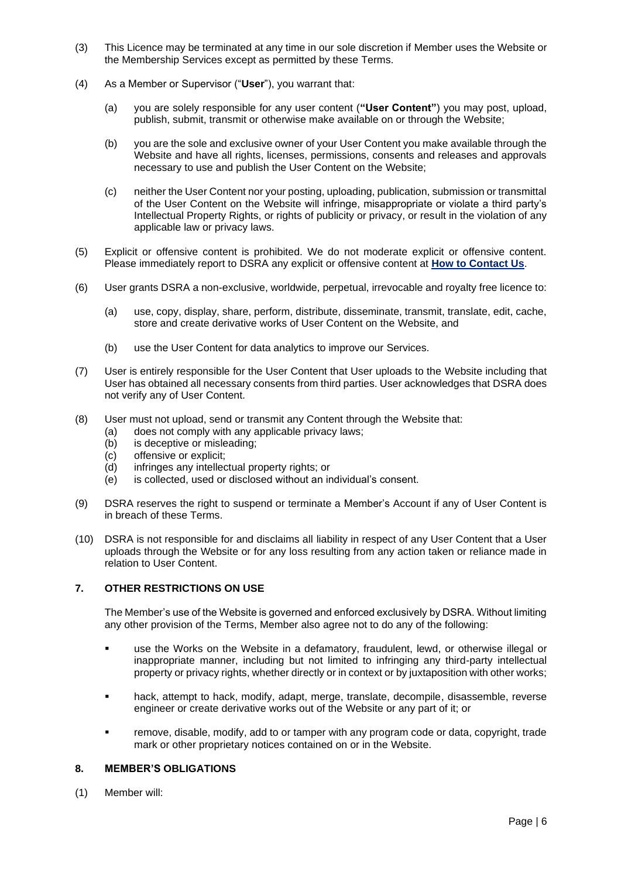(3) This Licence may be terminated at any time in our sole discretion if Member uses the Website or the Membership Services except as permitted by these Terms.

(4) As a Member or Supervisor ("**User**"), you warrant that:

  (a) you are solely responsible for any user content (**"User Content"**) you may post, upload, publish, submit, transmit or otherwise make available on or through the Website;

  (b) you are the sole and exclusive owner of your User Content you make available through the Website and have all rights, licenses, permissions, consents and releases and approvals necessary to use and publish the User Content on the Website;

  (c) neither the User Content nor your posting, uploading, publication, submission or transmittal of the User Content on the Website will infringe, misappropriate or violate a third party's Intellectual Property Rights, or rights of publicity or privacy, or result in the violation of any applicable law or privacy laws.

(5) Explicit or offensive content is prohibited. We do not moderate explicit or offensive content. Please immediately report to DSRA any explicit or offensive content at **How to Contact Us**.

(6) User grants DSRA a non-exclusive, worldwide, perpetual, irrevocable and royalty free licence to:

  (a) use, copy, display, share, perform, distribute, disseminate, transmit, translate, edit, cache, store and create derivative works of User Content on the Website, and

  (b) use the User Content for data analytics to improve our Services.

(7) User is entirely responsible for the User Content that User uploads to the Website including that User has obtained all necessary consents from third parties. User acknowledges that DSRA does not verify any of User Content.

(8) User must not upload, send or transmit any Content through the Website that:

  (a) does not comply with any applicable privacy laws;
  (b) is deceptive or misleading;
  (c) offensive or explicit;
  (d) infringes any intellectual property rights; or
  (e) is collected, used or disclosed without an individual's consent.

(9) DSRA reserves the right to suspend or terminate a Member's Account if any of User Content is in breach of these Terms.

(10) DSRA is not responsible for and disclaims all liability in respect of any User Content that a User uploads through the Website or for any loss resulting from any action taken or reliance made in relation to User Content.

## 7. OTHER RESTRICTIONS ON USE

The Member's use of the Website is governed and enforced exclusively by DSRA. Without limiting any other provision of the Terms, Member also agree not to do any of the following:

- use the Works on the Website in a defamatory, fraudulent, lewd, or otherwise illegal or inappropriate manner, including but not limited to infringing any third-party intellectual property or privacy rights, whether directly or in context or by juxtaposition with other works;
- hack, attempt to hack, modify, adapt, merge, translate, decompile, disassemble, reverse engineer or create derivative works out of the Website or any part of it; or
- remove, disable, modify, add to or tamper with any program code or data, copyright, trade mark or other proprietary notices contained on or in the Website.

## 8. MEMBER'S OBLIGATIONS

(1) Member will: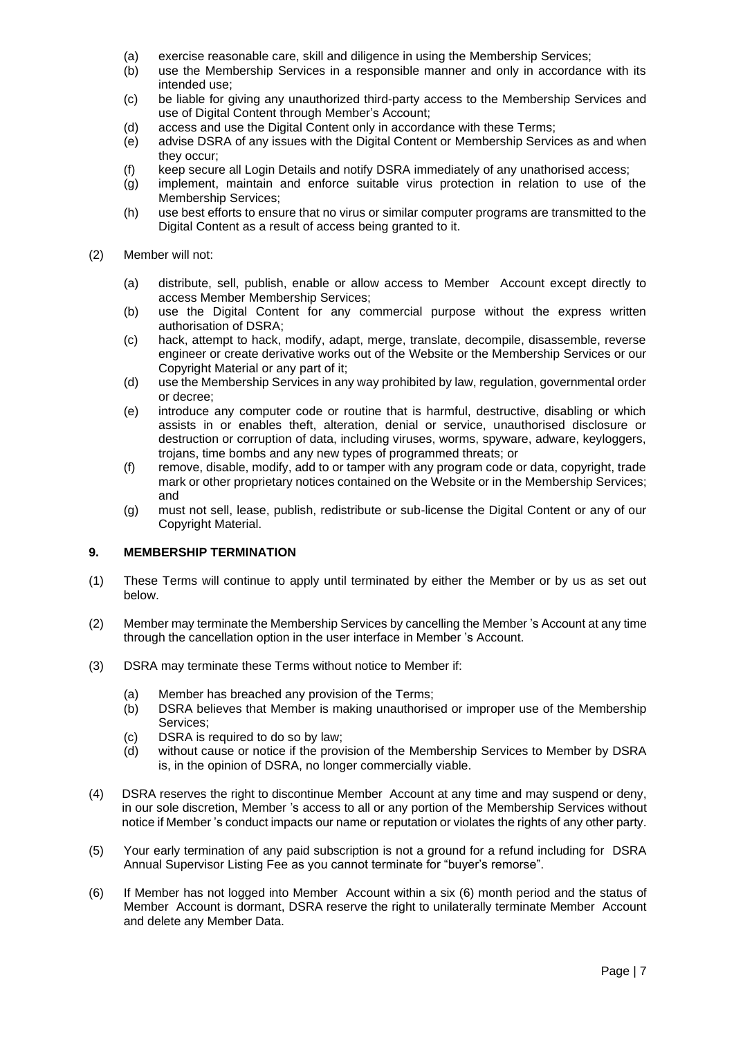- (a) exercise reasonable care, skill and diligence in using the Membership Services;
- (b) use the Membership Services in a responsible manner and only in accordance with its intended use;
- (c) be liable for giving any unauthorized third-party access to the Membership Services and use of Digital Content through Member's Account;
- (d) access and use the Digital Content only in accordance with these Terms;
- (e) advise DSRA of any issues with the Digital Content or Membership Services as and when they occur;
- (f) keep secure all Login Details and notify DSRA immediately of any unathorised access;
- (g) implement, maintain and enforce suitable virus protection in relation to use of the Membership Services;
- (h) use best efforts to ensure that no virus or similar computer programs are transmitted to the Digital Content as a result of access being granted to it.

(2) Member will not:

- (a) distribute, sell, publish, enable or allow access to Member Account except directly to access Member Membership Services;
- (b) use the Digital Content for any commercial purpose without the express written authorisation of DSRA;
- (c) hack, attempt to hack, modify, adapt, merge, translate, decompile, disassemble, reverse engineer or create derivative works out of the Website or the Membership Services or our Copyright Material or any part of it;
- (d) use the Membership Services in any way prohibited by law, regulation, governmental order or decree;
- (e) introduce any computer code or routine that is harmful, destructive, disabling or which assists in or enables theft, alteration, denial or service, unauthorised disclosure or destruction or corruption of data, including viruses, worms, spyware, adware, keyloggers, trojans, time bombs and any new types of programmed threats; or
- (f) remove, disable, modify, add to or tamper with any program code or data, copyright, trade mark or other proprietary notices contained on the Website or in the Membership Services; and
- (g) must not sell, lease, publish, redistribute or sub-license the Digital Content or any of our Copyright Material.

## 9. MEMBERSHIP TERMINATION

(1) These Terms will continue to apply until terminated by either the Member or by us as set out below.

(2) Member may terminate the Membership Services by cancelling the Member 's Account at any time through the cancellation option in the user interface in Member 's Account.

(3) DSRA may terminate these Terms without notice to Member if:

- (a) Member has breached any provision of the Terms;
- (b) DSRA believes that Member is making unauthorised or improper use of the Membership Services;
- (c) DSRA is required to do so by law;
- (d) without cause or notice if the provision of the Membership Services to Member by DSRA is, in the opinion of DSRA, no longer commercially viable.

(4) DSRA reserves the right to discontinue Member Account at any time and may suspend or deny, in our sole discretion, Member 's access to all or any portion of the Membership Services without notice if Member 's conduct impacts our name or reputation or violates the rights of any other party.

(5) Your early termination of any paid subscription is not a ground for a refund including for DSRA Annual Supervisor Listing Fee as you cannot terminate for "buyer's remorse".

(6) If Member has not logged into Member Account within a six (6) month period and the status of Member Account is dormant, DSRA reserve the right to unilaterally terminate Member Account and delete any Member Data.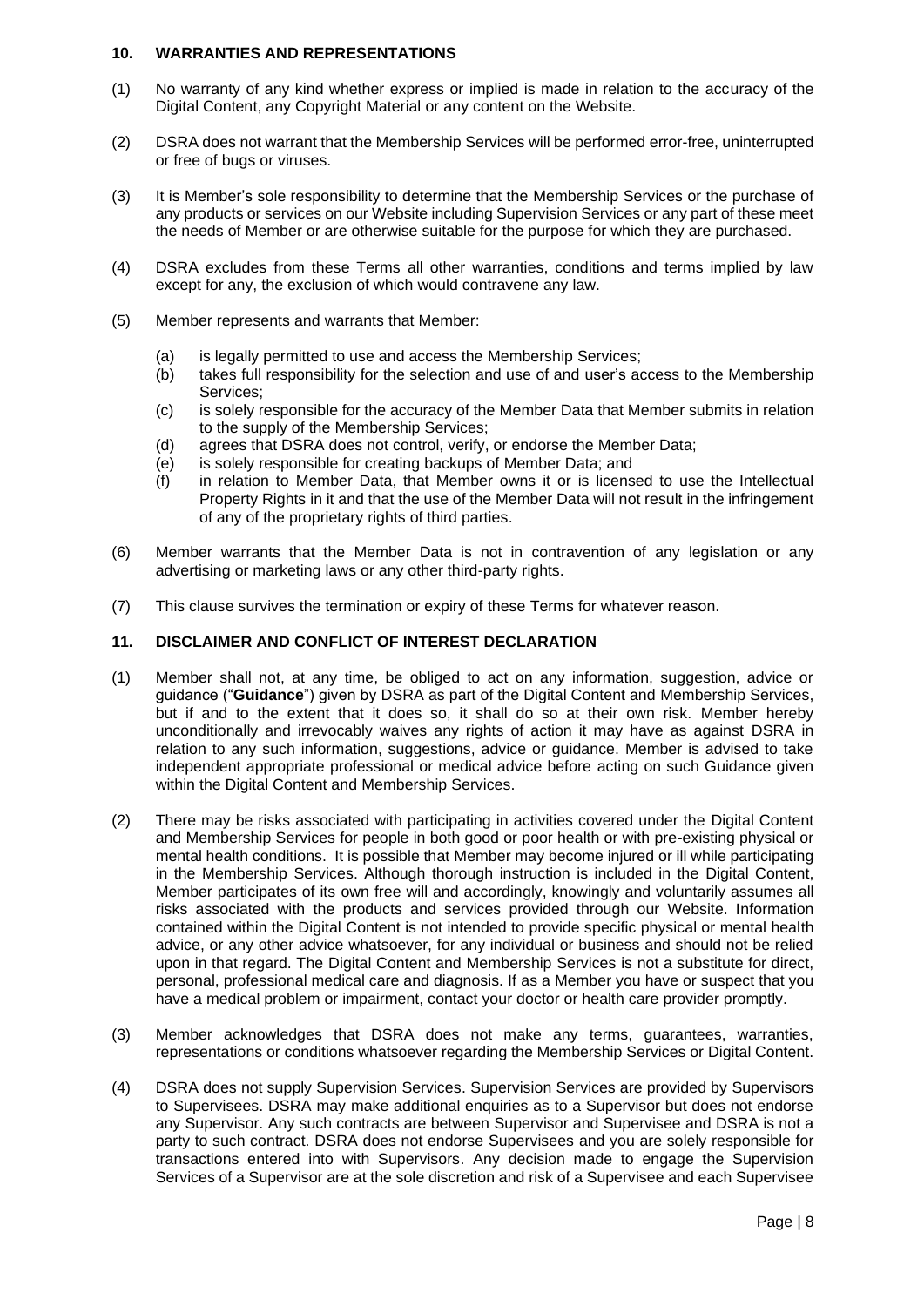## 10. WARRANTIES AND REPRESENTATIONS

(1) No warranty of any kind whether express or implied is made in relation to the accuracy of the Digital Content, any Copyright Material or any content on the Website.

(2) DSRA does not warrant that the Membership Services will be performed error-free, uninterrupted or free of bugs or viruses.

(3) It is Member's sole responsibility to determine that the Membership Services or the purchase of any products or services on our Website including Supervision Services or any part of these meet the needs of Member or are otherwise suitable for the purpose for which they are purchased.

(4) DSRA excludes from these Terms all other warranties, conditions and terms implied by law except for any, the exclusion of which would contravene any law.

(5) Member represents and warrants that Member:

- (a) is legally permitted to use and access the Membership Services;
- (b) takes full responsibility for the selection and use of and user's access to the Membership Services;
- (c) is solely responsible for the accuracy of the Member Data that Member submits in relation to the supply of the Membership Services;
- (d) agrees that DSRA does not control, verify, or endorse the Member Data;
- (e) is solely responsible for creating backups of Member Data; and
- (f) in relation to Member Data, that Member owns it or is licensed to use the Intellectual Property Rights in it and that the use of the Member Data will not result in the infringement of any of the proprietary rights of third parties.

(6) Member warrants that the Member Data is not in contravention of any legislation or any advertising or marketing laws or any other third-party rights.

(7) This clause survives the termination or expiry of these Terms for whatever reason.

## 11. DISCLAIMER AND CONFLICT OF INTEREST DECLARATION

(1) Member shall not, at any time, be obliged to act on any information, suggestion, advice or guidance ("**Guidance**") given by DSRA as part of the Digital Content and Membership Services, but if and to the extent that it does so, it shall do so at their own risk. Member hereby unconditionally and irrevocably waives any rights of action it may have as against DSRA in relation to any such information, suggestions, advice or guidance. Member is advised to take independent appropriate professional or medical advice before acting on such Guidance given within the Digital Content and Membership Services.

(2) There may be risks associated with participating in activities covered under the Digital Content and Membership Services for people in both good or poor health or with pre-existing physical or mental health conditions. It is possible that Member may become injured or ill while participating in the Membership Services. Although thorough instruction is included in the Digital Content, Member participates of its own free will and accordingly, knowingly and voluntarily assumes all risks associated with the products and services provided through our Website. Information contained within the Digital Content is not intended to provide specific physical or mental health advice, or any other advice whatsoever, for any individual or business and should not be relied upon in that regard. The Digital Content and Membership Services is not a substitute for direct, personal, professional medical care and diagnosis. If as a Member you have or suspect that you have a medical problem or impairment, contact your doctor or health care provider promptly.

(3) Member acknowledges that DSRA does not make any terms, guarantees, warranties, representations or conditions whatsoever regarding the Membership Services or Digital Content.

(4) DSRA does not supply Supervision Services. Supervision Services are provided by Supervisors to Supervisees. DSRA may make additional enquiries as to a Supervisor but does not endorse any Supervisor. Any such contracts are between Supervisor and Supervisee and DSRA is not a party to such contract. DSRA does not endorse Supervisees and you are solely responsible for transactions entered into with Supervisors. Any decision made to engage the Supervision Services of a Supervisor are at the sole discretion and risk of a Supervisee and each Supervisee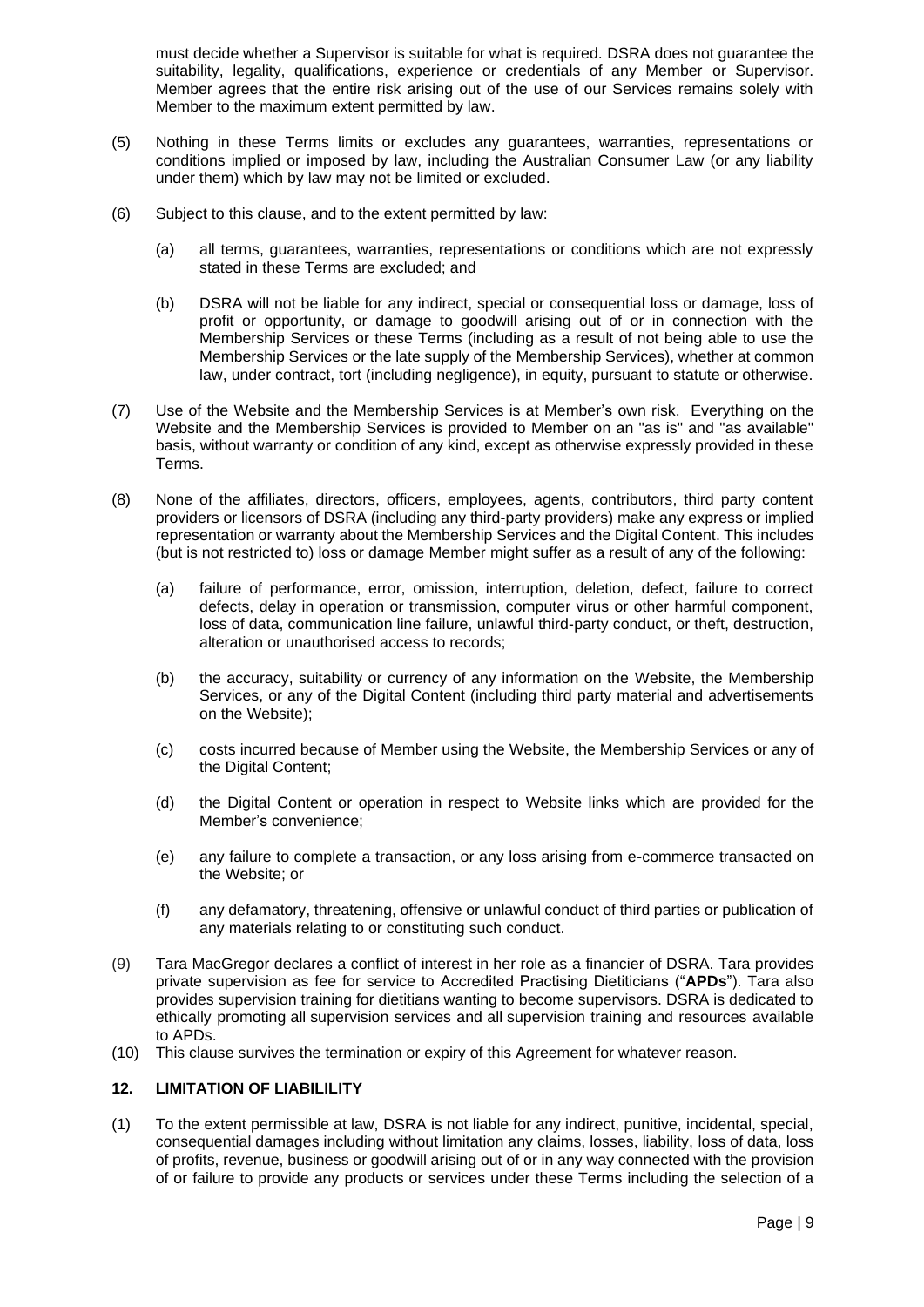must decide whether a Supervisor is suitable for what is required. DSRA does not guarantee the suitability, legality, qualifications, experience or credentials of any Member or Supervisor. Member agrees that the entire risk arising out of the use of our Services remains solely with Member to the maximum extent permitted by law.

(5) Nothing in these Terms limits or excludes any guarantees, warranties, representations or conditions implied or imposed by law, including the Australian Consumer Law (or any liability under them) which by law may not be limited or excluded.

(6) Subject to this clause, and to the extent permitted by law:

(a) all terms, guarantees, warranties, representations or conditions which are not expressly stated in these Terms are excluded; and

(b) DSRA will not be liable for any indirect, special or consequential loss or damage, loss of profit or opportunity, or damage to goodwill arising out of or in connection with the Membership Services or these Terms (including as a result of not being able to use the Membership Services or the late supply of the Membership Services), whether at common law, under contract, tort (including negligence), in equity, pursuant to statute or otherwise.

(7) Use of the Website and the Membership Services is at Member's own risk. Everything on the Website and the Membership Services is provided to Member on an "as is" and "as available" basis, without warranty or condition of any kind, except as otherwise expressly provided in these Terms.

(8) None of the affiliates, directors, officers, employees, agents, contributors, third party content providers or licensors of DSRA (including any third-party providers) make any express or implied representation or warranty about the Membership Services and the Digital Content. This includes (but is not restricted to) loss or damage Member might suffer as a result of any of the following:

(a) failure of performance, error, omission, interruption, deletion, defect, failure to correct defects, delay in operation or transmission, computer virus or other harmful component, loss of data, communication line failure, unlawful third-party conduct, or theft, destruction, alteration or unauthorised access to records;

(b) the accuracy, suitability or currency of any information on the Website, the Membership Services, or any of the Digital Content (including third party material and advertisements on the Website);

(c) costs incurred because of Member using the Website, the Membership Services or any of the Digital Content;

(d) the Digital Content or operation in respect to Website links which are provided for the Member's convenience;

(e) any failure to complete a transaction, or any loss arising from e-commerce transacted on the Website; or

(f) any defamatory, threatening, offensive or unlawful conduct of third parties or publication of any materials relating to or constituting such conduct.

(9) Tara MacGregor declares a conflict of interest in her role as a financier of DSRA. Tara provides private supervision as fee for service to Accredited Practising Dietitians ("**APDs**"). Tara also provides supervision training for dietitians wanting to become supervisors. DSRA is dedicated to ethically promoting all supervision services and all supervision training and resources available to APDs.

(10) This clause survives the termination or expiry of this Agreement for whatever reason.

## 12. LIMITATION OF LIABILILITY

(1) To the extent permissible at law, DSRA is not liable for any indirect, punitive, incidental, special, consequential damages including without limitation any claims, losses, liability, loss of data, loss of profits, revenue, business or goodwill arising out of or in any way connected with the provision of or failure to provide any products or services under these Terms including the selection of a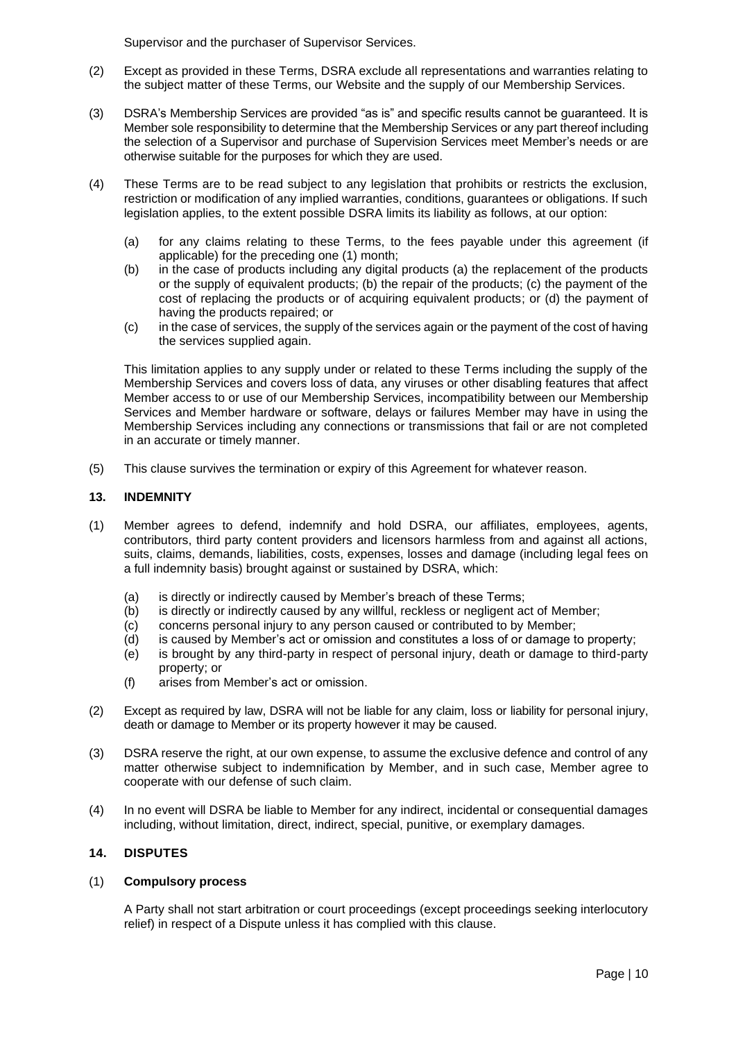Supervisor and the purchaser of Supervisor Services.

(2) Except as provided in these Terms, DSRA exclude all representations and warranties relating to the subject matter of these Terms, our Website and the supply of our Membership Services.

(3) DSRA's Membership Services are provided "as is" and specific results cannot be guaranteed. It is Member sole responsibility to determine that the Membership Services or any part thereof including the selection of a Supervisor and purchase of Supervision Services meet Member's needs or are otherwise suitable for the purposes for which they are used.

(4) These Terms are to be read subject to any legislation that prohibits or restricts the exclusion, restriction or modification of any implied warranties, conditions, guarantees or obligations. If such legislation applies, to the extent possible DSRA limits its liability as follows, at our option:

   (a) for any claims relating to these Terms, to the fees payable under this agreement (if applicable) for the preceding one (1) month;
   (b) in the case of products including any digital products (a) the replacement of the products or the supply of equivalent products; (b) the repair of the products; (c) the payment of the cost of replacing the products or of acquiring equivalent products; or (d) the payment of having the products repaired; or
   (c) in the case of services, the supply of the services again or the payment of the cost of having the services supplied again.

   This limitation applies to any supply under or related to these Terms including the supply of the Membership Services and covers loss of data, any viruses or other disabling features that affect Member access to or use of our Membership Services, incompatibility between our Membership Services and Member hardware or software, delays or failures Member may have in using the Membership Services including any connections or transmissions that fail or are not completed in an accurate or timely manner.

(5) This clause survives the termination or expiry of this Agreement for whatever reason.

## 13. INDEMNITY

(1) Member agrees to defend, indemnify and hold DSRA, our affiliates, employees, agents, contributors, third party content providers and licensors harmless from and against all actions, suits, claims, demands, liabilities, costs, expenses, losses and damage (including legal fees on a full indemnity basis) brought against or sustained by DSRA, which:

   (a) is directly or indirectly caused by Member's breach of these Terms;
   (b) is directly or indirectly caused by any willful, reckless or negligent act of Member;
   (c) concerns personal injury to any person caused or contributed to by Member;
   (d) is caused by Member's act or omission and constitutes a loss of or damage to property;
   (e) is brought by any third-party in respect of personal injury, death or damage to third-party property; or
   (f) arises from Member's act or omission.

(2) Except as required by law, DSRA will not be liable for any claim, loss or liability for personal injury, death or damage to Member or its property however it may be caused.

(3) DSRA reserve the right, at our own expense, to assume the exclusive defence and control of any matter otherwise subject to indemnification by Member, and in such case, Member agree to cooperate with our defense of such claim.

(4) In no event will DSRA be liable to Member for any indirect, incidental or consequential damages including, without limitation, direct, indirect, special, punitive, or exemplary damages.

## 14. DISPUTES

(1) **Compulsory process**

   A Party shall not start arbitration or court proceedings (except proceedings seeking interlocutory relief) in respect of a Dispute unless it has complied with this clause.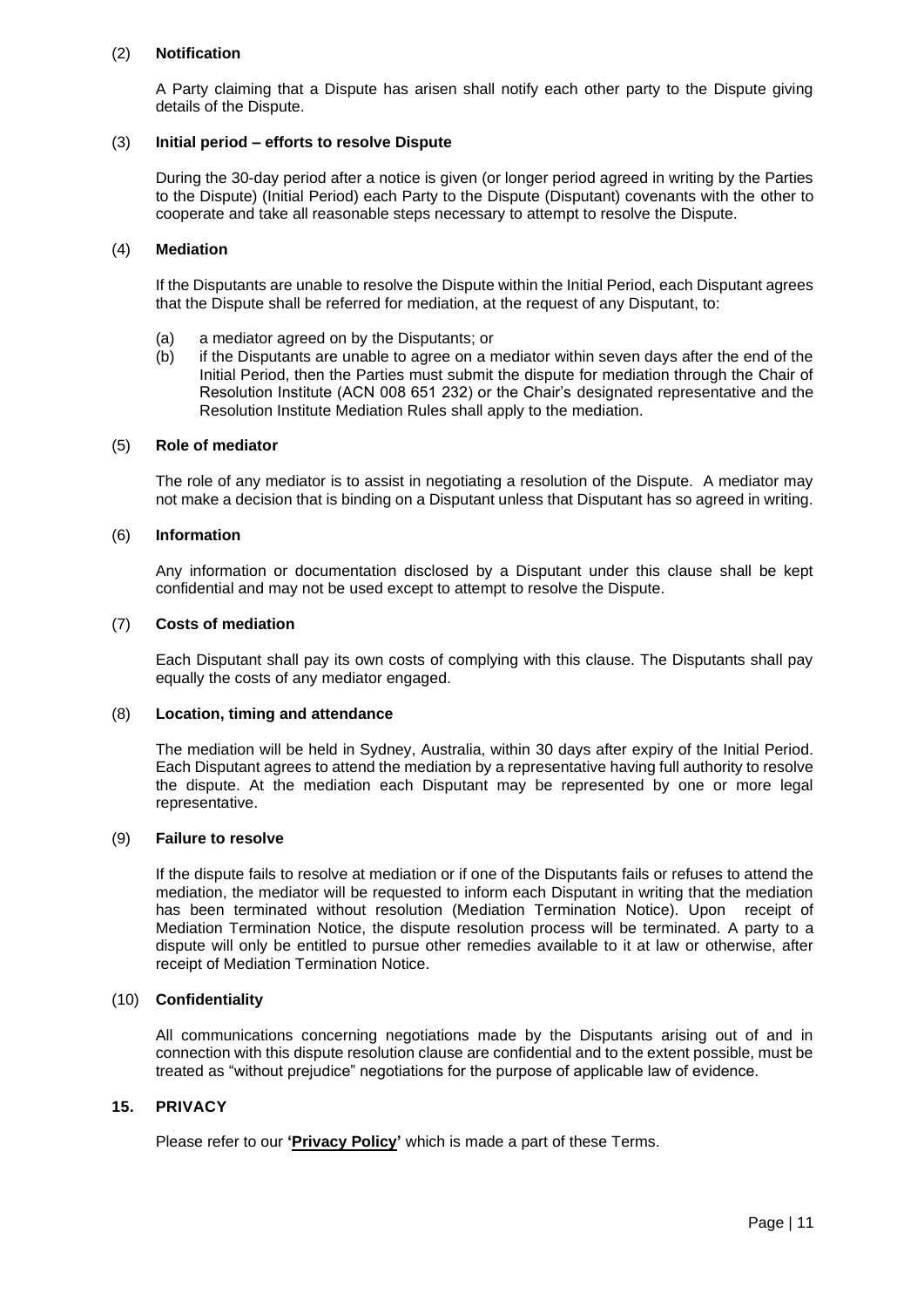(2) **Notification**

A Party claiming that a Dispute has arisen shall notify each other party to the Dispute giving details of the Dispute.

(3) **Initial period – efforts to resolve Dispute**

During the 30-day period after a notice is given (or longer period agreed in writing by the Parties to the Dispute) (Initial Period) each Party to the Dispute (Disputant) covenants with the other to cooperate and take all reasonable steps necessary to attempt to resolve the Dispute.

(4) **Mediation**

If the Disputants are unable to resolve the Dispute within the Initial Period, each Disputant agrees that the Dispute shall be referred for mediation, at the request of any Disputant, to:

(a) a mediator agreed on by the Disputants; or
(b) if the Disputants are unable to agree on a mediator within seven days after the end of the Initial Period, then the Parties must submit the dispute for mediation through the Chair of Resolution Institute (ACN 008 651 232) or the Chair's designated representative and the Resolution Institute Mediation Rules shall apply to the mediation.

(5) **Role of mediator**

The role of any mediator is to assist in negotiating a resolution of the Dispute. A mediator may not make a decision that is binding on a Disputant unless that Disputant has so agreed in writing.

(6) **Information**

Any information or documentation disclosed by a Disputant under this clause shall be kept confidential and may not be used except to attempt to resolve the Dispute.

(7) **Costs of mediation**

Each Disputant shall pay its own costs of complying with this clause. The Disputants shall pay equally the costs of any mediator engaged.

(8) **Location, timing and attendance**

The mediation will be held in Sydney, Australia, within 30 days after expiry of the Initial Period. Each Disputant agrees to attend the mediation by a representative having full authority to resolve the dispute. At the mediation each Disputant may be represented by one or more legal representative.

(9) **Failure to resolve**

If the dispute fails to resolve at mediation or if one of the Disputants fails or refuses to attend the mediation, the mediator will be requested to inform each Disputant in writing that the mediation has been terminated without resolution (Mediation Termination Notice). Upon receipt of Mediation Termination Notice, the dispute resolution process will be terminated. A party to a dispute will only be entitled to pursue other remedies available to it at law or otherwise, after receipt of Mediation Termination Notice.

(10) **Confidentiality**

All communications concerning negotiations made by the Disputants arising out of and in connection with this dispute resolution clause are confidential and to the extent possible, must be treated as "without prejudice" negotiations for the purpose of applicable law of evidence.

## 15. PRIVACY

Please refer to our **'Privacy Policy'** which is made a part of these Terms.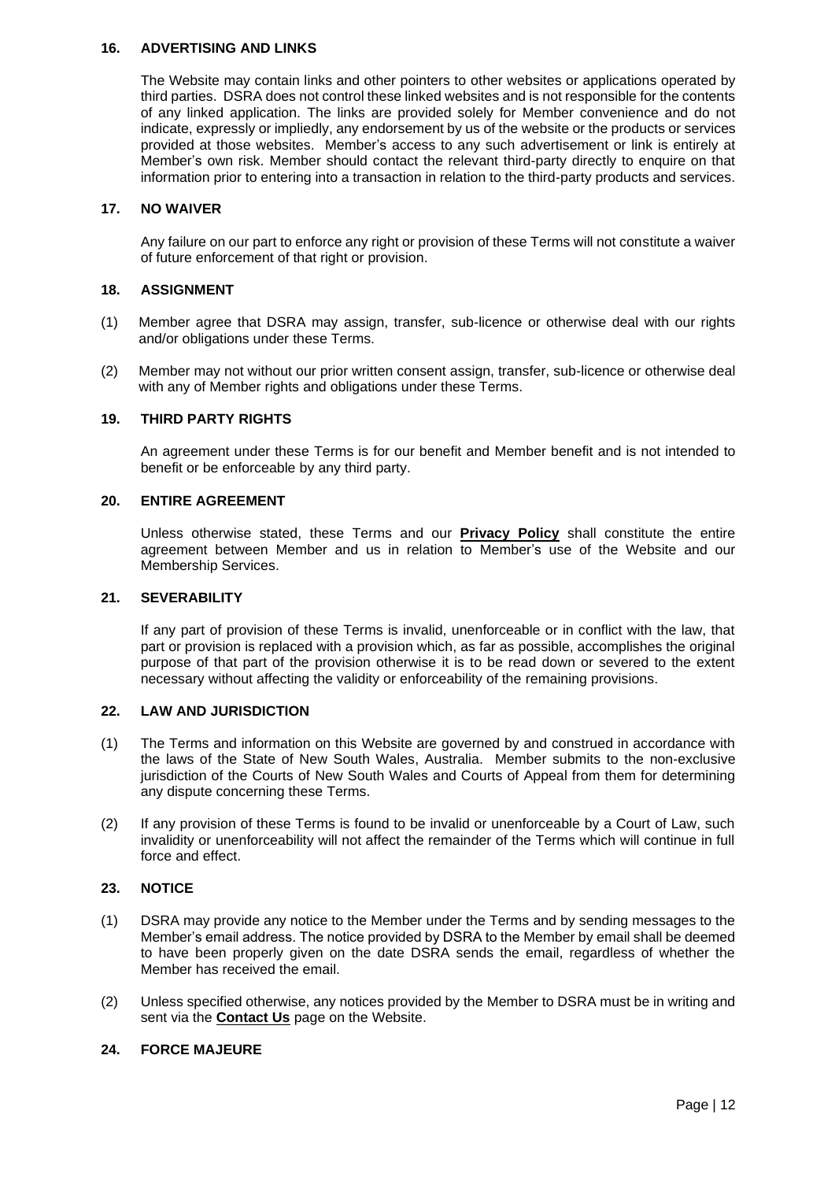## 16. ADVERTISING AND LINKS

The Website may contain links and other pointers to other websites or applications operated by third parties. DSRA does not control these linked websites and is not responsible for the contents of any linked application. The links are provided solely for Member convenience and do not indicate, expressly or impliedly, any endorsement by us of the website or the products or services provided at those websites. Member's access to any such advertisement or link is entirely at Member's own risk. Member should contact the relevant third-party directly to enquire on that information prior to entering into a transaction in relation to the third-party products and services.

## 17. NO WAIVER

Any failure on our part to enforce any right or provision of these Terms will not constitute a waiver of future enforcement of that right or provision.

## 18. ASSIGNMENT

(1) Member agree that DSRA may assign, transfer, sub-licence or otherwise deal with our rights and/or obligations under these Terms.

(2) Member may not without our prior written consent assign, transfer, sub-licence or otherwise deal with any of Member rights and obligations under these Terms.

## 19. THIRD PARTY RIGHTS

An agreement under these Terms is for our benefit and Member benefit and is not intended to benefit or be enforceable by any third party.

## 20. ENTIRE AGREEMENT

Unless otherwise stated, these Terms and our **Privacy Policy** shall constitute the entire agreement between Member and us in relation to Member's use of the Website and our Membership Services.

## 21. SEVERABILITY

If any part of provision of these Terms is invalid, unenforceable or in conflict with the law, that part or provision is replaced with a provision which, as far as possible, accomplishes the original purpose of that part of the provision otherwise it is to be read down or severed to the extent necessary without affecting the validity or enforceability of the remaining provisions.

## 22. LAW AND JURISDICTION

(1) The Terms and information on this Website are governed by and construed in accordance with the laws of the State of New South Wales, Australia. Member submits to the non-exclusive jurisdiction of the Courts of New South Wales and Courts of Appeal from them for determining any dispute concerning these Terms.

(2) If any provision of these Terms is found to be invalid or unenforceable by a Court of Law, such invalidity or unenforceability will not affect the remainder of the Terms which will continue in full force and effect.

## 23. NOTICE

(1) DSRA may provide any notice to the Member under the Terms and by sending messages to the Member's email address. The notice provided by DSRA to the Member by email shall be deemed to have been properly given on the date DSRA sends the email, regardless of whether the Member has received the email.

(2) Unless specified otherwise, any notices provided by the Member to DSRA must be in writing and sent via the **Contact Us** page on the Website.

## 24. FORCE MAJEURE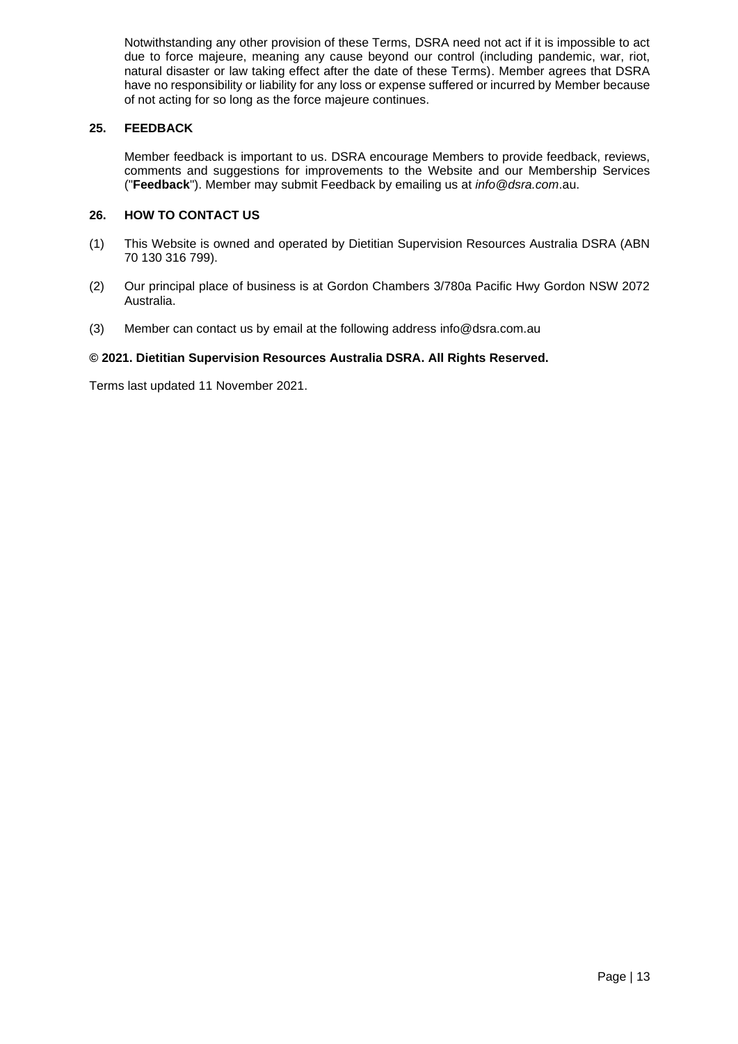Notwithstanding any other provision of these Terms, DSRA need not act if it is impossible to act due to force majeure, meaning any cause beyond our control (including pandemic, war, riot, natural disaster or law taking effect after the date of these Terms). Member agrees that DSRA have no responsibility or liability for any loss or expense suffered or incurred by Member because of not acting for so long as the force majeure continues.

## 25. FEEDBACK

Member feedback is important to us. DSRA encourage Members to provide feedback, reviews, comments and suggestions for improvements to the Website and our Membership Services ("**Feedback**"). Member may submit Feedback by emailing us at *info@dsra.com*.au.

## 26. HOW TO CONTACT US

(1) This Website is owned and operated by Dietitian Supervision Resources Australia DSRA (ABN 70 130 316 799).

(2) Our principal place of business is at Gordon Chambers 3/780a Pacific Hwy Gordon NSW 2072 Australia.

(3) Member can contact us by email at the following address info@dsra.com.au

**© 2021. Dietitian Supervision Resources Australia DSRA. All Rights Reserved.**

Terms last updated 11 November 2021.